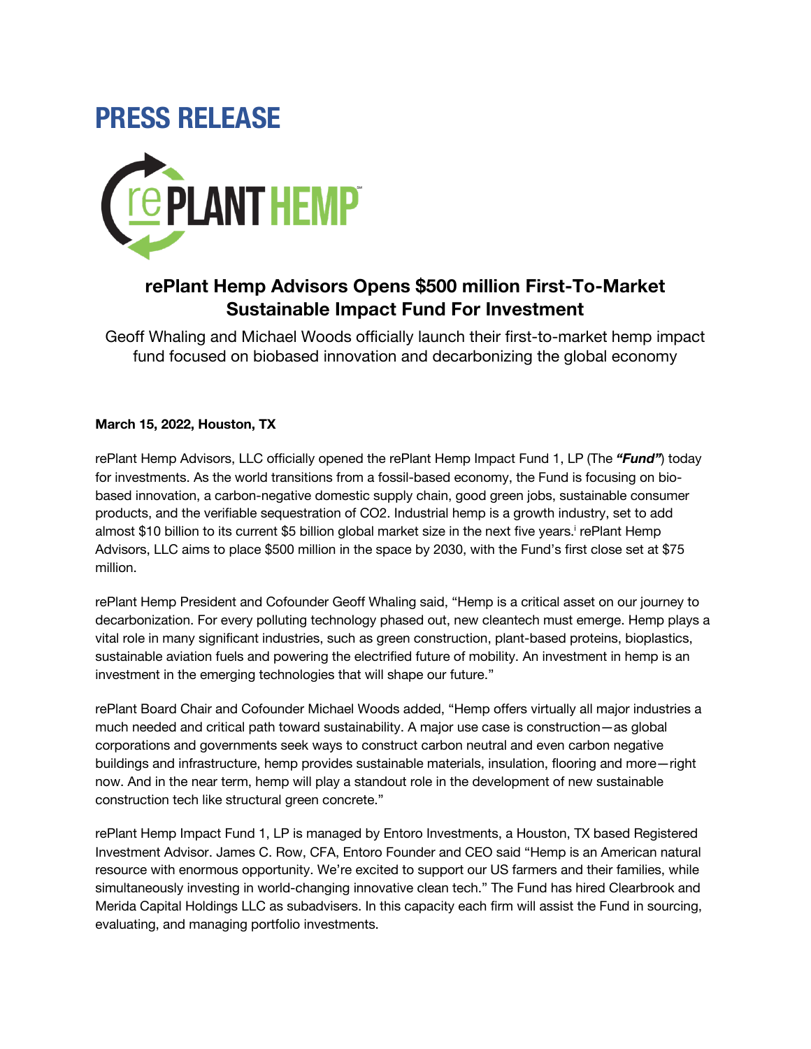# PRESS RELEASE

## rePlant Hemp Advisors Opens $500 million First-To-Market Sustainable Impact Fund For Investment

Geoff Whaling and Michael Woods officially launch their first-to-market hemp impact fund focused on biobased innovation and decarbonizing the global economy

**March 15, 2022, Houston, TX**

rePlant Hemp Advisors, LLC officially opened the rePlant Hemp Impact Fund 1, LP (The ***"Fund"***) today for investments. As the world transitions from a fossil-based economy, the Fund is focusing on bio-based innovation, a carbon-negative domestic supply chain, good green jobs, sustainable consumer products, and the verifiable sequestration of CO2. Industrial hemp is a growth industry, set to add almost $10 billion to its current $5 billion global market size in the next five years.[i] rePlant Hemp Advisors, LLC aims to place $500 million in the space by 2030, with the Fund's first close set at $75 million.

rePlant Hemp President and Cofounder Geoff Whaling said, "Hemp is a critical asset on our journey to decarbonization. For every polluting technology phased out, new cleantech must emerge. Hemp plays a vital role in many significant industries, such as green construction, plant-based proteins, bioplastics, sustainable aviation fuels and powering the electrified future of mobility. An investment in hemp is an investment in the emerging technologies that will shape our future."

rePlant Board Chair and Cofounder Michael Woods added, "Hemp offers virtually all major industries a much needed and critical path toward sustainability. A major use case is construction—as global corporations and governments seek ways to construct carbon neutral and even carbon negative buildings and infrastructure, hemp provides sustainable materials, insulation, flooring and more—right now. And in the near term, hemp will play a standout role in the development of new sustainable construction tech like structural green concrete."

rePlant Hemp Impact Fund 1, LP is managed by Entoro Investments, a Houston, TX based Registered Investment Advisor. James C. Row, CFA, Entoro Founder and CEO said "Hemp is an American natural resource with enormous opportunity. We're excited to support our US farmers and their families, while simultaneously investing in world-changing innovative clean tech." The Fund has hired Clearbrook and Merida Capital Holdings LLC as subadvisers. In this capacity each firm will assist the Fund in sourcing, evaluating, and managing portfolio investments.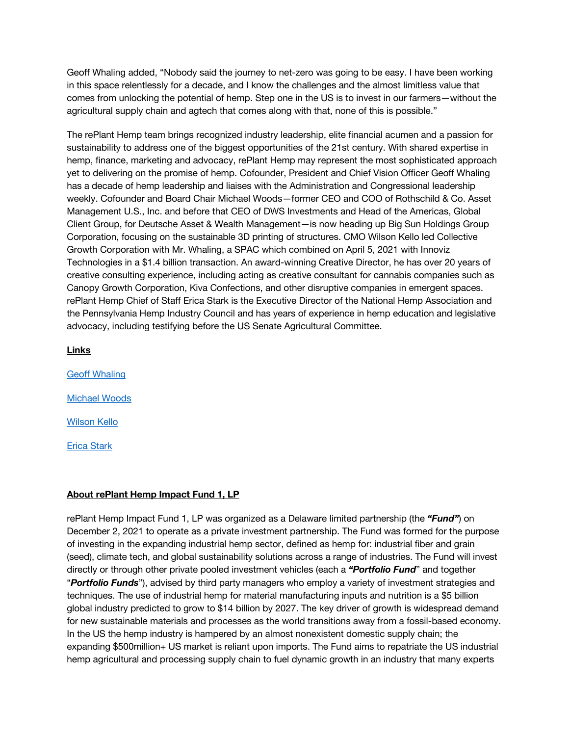Geoff Whaling added, “Nobody said the journey to net-zero was going to be easy. I have been working in this space relentlessly for a decade, and I know the challenges and the almost limitless value that comes from unlocking the potential of hemp. Step one in the US is to invest in our farmers—without the agricultural supply chain and agtech that comes along with that, none of this is possible.”

The rePlant Hemp team brings recognized industry leadership, elite financial acumen and a passion for sustainability to address one of the biggest opportunities of the 21st century. With shared expertise in hemp, finance, marketing and advocacy, rePlant Hemp may represent the most sophisticated approach yet to delivering on the promise of hemp. Cofounder, President and Chief Vision Officer Geoff Whaling has a decade of hemp leadership and liaises with the Administration and Congressional leadership weekly. Cofounder and Board Chair Michael Woods—former CEO and COO of Rothschild & Co. Asset Management U.S., Inc. and before that CEO of DWS Investments and Head of the Americas, Global Client Group, for Deutsche Asset & Wealth Management—is now heading up Big Sun Holdings Group Corporation, focusing on the sustainable 3D printing of structures. CMO Wilson Kello led Collective Growth Corporation with Mr. Whaling, a SPAC which combined on April 5, 2021 with Innoviz Technologies in a $1.4 billion transaction. An award-winning Creative Director, he has over 20 years of creative consulting experience, including acting as creative consultant for cannabis companies such as Canopy Growth Corporation, Kiva Confections, and other disruptive companies in emergent spaces. rePlant Hemp Chief of Staff Erica Stark is the Executive Director of the National Hemp Association and the Pennsylvania Hemp Industry Council and has years of experience in hemp education and legislative advocacy, including testifying before the US Senate Agricultural Committee.

**Links**

Geoff Whaling

Michael Woods

Wilson Kello

Erica Stark

**About rePlant Hemp Impact Fund 1, LP**

rePlant Hemp Impact Fund 1, LP was organized as a Delaware limited partnership (the ***“Fund”***) on December 2, 2021 to operate as a private investment partnership. The Fund was formed for the purpose of investing in the expanding industrial hemp sector, defined as hemp for: industrial fiber and grain (seed), climate tech, and global sustainability solutions across a range of industries. The Fund will invest directly or through other private pooled investment vehicles (each a ***“Portfolio Fund***” and together “***Portfolio Funds***”), advised by third party managers who employ a variety of investment strategies and techniques. The use of industrial hemp for material manufacturing inputs and nutrition is a $5 billion global industry predicted to grow to $14 billion by 2027. The key driver of growth is widespread demand for new sustainable materials and processes as the world transitions away from a fossil-based economy. In the US the hemp industry is hampered by an almost nonexistent domestic supply chain; the expanding $500million+ US market is reliant upon imports. The Fund aims to repatriate the US industrial hemp agricultural and processing supply chain to fuel dynamic growth in an industry that many experts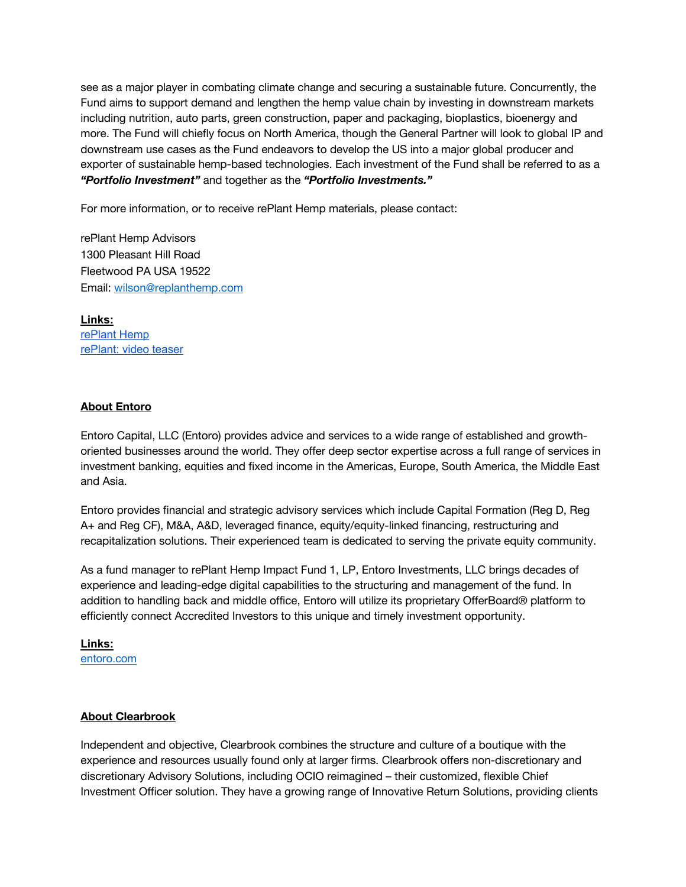see as a major player in combating climate change and securing a sustainable future. Concurrently, the Fund aims to support demand and lengthen the hemp value chain by investing in downstream markets including nutrition, auto parts, green construction, paper and packaging, bioplastics, bioenergy and more. The Fund will chiefly focus on North America, though the General Partner will look to global IP and downstream use cases as the Fund endeavors to develop the US into a major global producer and exporter of sustainable hemp-based technologies. Each investment of the Fund shall be referred to as a ***"Portfolio Investment"*** and together as the ***"Portfolio Investments."***

For more information, or to receive rePlant Hemp materials, please contact:

rePlant Hemp Advisors
1300 Pleasant Hill Road
Fleetwood PA USA 19522
Email: [wilson@replanthemp.com](mailto:wilson@replanthemp.com)

**Links:**
[rePlant Hemp]()
[rePlant: video teaser]()

## About Entoro

Entoro Capital, LLC (Entoro) provides advice and services to a wide range of established and growth-oriented businesses around the world. They offer deep sector expertise across a full range of services in investment banking, equities and fixed income in the Americas, Europe, South America, the Middle East and Asia.

Entoro provides financial and strategic advisory services which include Capital Formation (Reg D, Reg A+ and Reg CF), M&A, A&D, leveraged finance, equity/equity-linked financing, restructuring and recapitalization solutions. Their experienced team is dedicated to serving the private equity community.

As a fund manager to rePlant Hemp Impact Fund 1, LP, Entoro Investments, LLC brings decades of experience and leading-edge digital capabilities to the structuring and management of the fund. In addition to handling back and middle office, Entoro will utilize its proprietary OfferBoard® platform to efficiently connect Accredited Investors to this unique and timely investment opportunity.

**Links:**
[entoro.com]()

## About Clearbrook

Independent and objective, Clearbrook combines the structure and culture of a boutique with the experience and resources usually found only at larger firms. Clearbrook offers non-discretionary and discretionary Advisory Solutions, including OCIO reimagined – their customized, flexible Chief Investment Officer solution. They have a growing range of Innovative Return Solutions, providing clients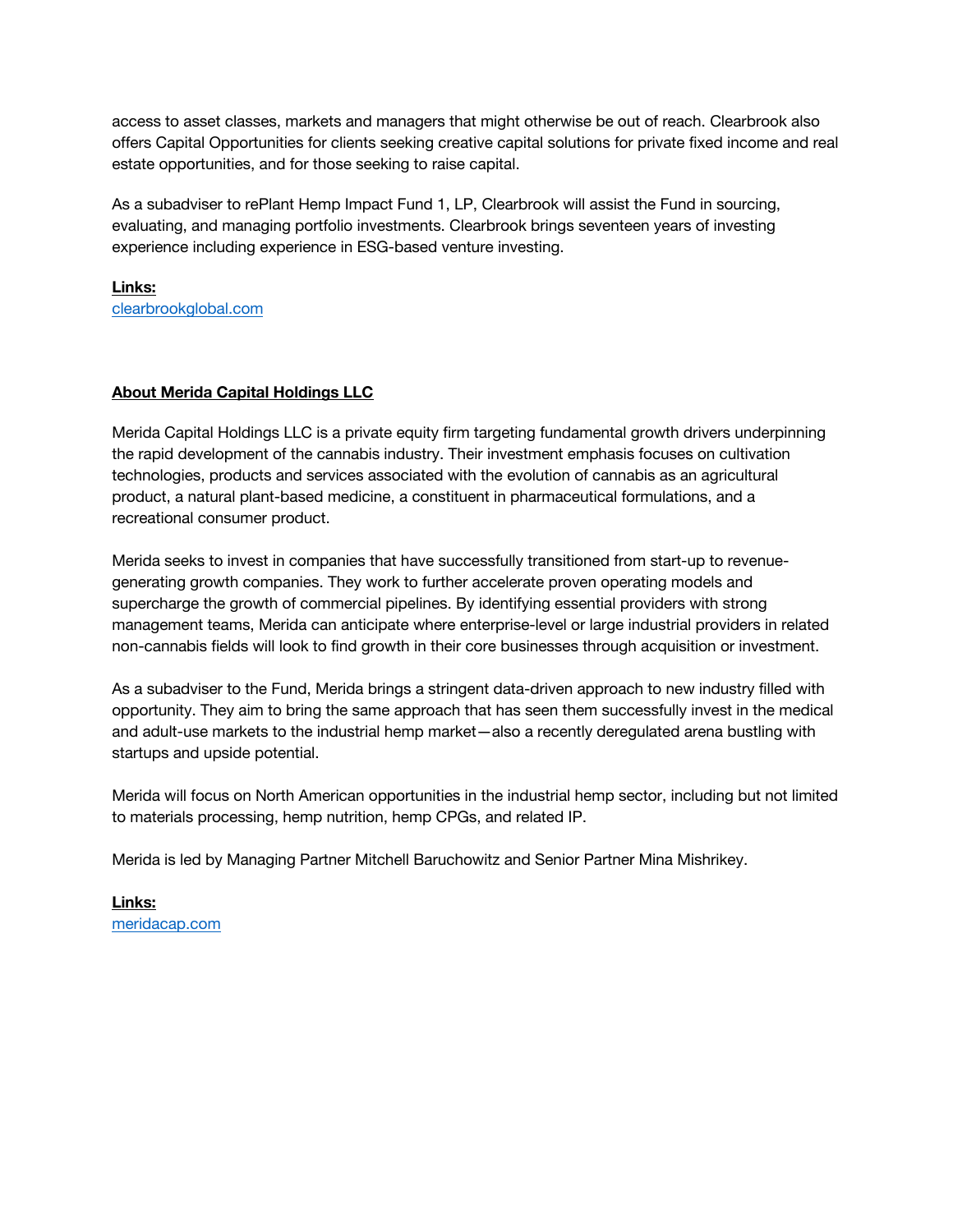access to asset classes, markets and managers that might otherwise be out of reach. Clearbrook also offers Capital Opportunities for clients seeking creative capital solutions for private fixed income and real estate opportunities, and for those seeking to raise capital.

As a subadviser to rePlant Hemp Impact Fund 1, LP, Clearbrook will assist the Fund in sourcing, evaluating, and managing portfolio investments. Clearbrook brings seventeen years of investing experience including experience in ESG-based venture investing.

**Links:**
[clearbrookglobal.com](clearbrookglobal.com)

**About Merida Capital Holdings LLC**

Merida Capital Holdings LLC is a private equity firm targeting fundamental growth drivers underpinning the rapid development of the cannabis industry. Their investment emphasis focuses on cultivation technologies, products and services associated with the evolution of cannabis as an agricultural product, a natural plant-based medicine, a constituent in pharmaceutical formulations, and a recreational consumer product.

Merida seeks to invest in companies that have successfully transitioned from start-up to revenue-generating growth companies. They work to further accelerate proven operating models and supercharge the growth of commercial pipelines. By identifying essential providers with strong management teams, Merida can anticipate where enterprise-level or large industrial providers in related non-cannabis fields will look to find growth in their core businesses through acquisition or investment.

As a subadviser to the Fund, Merida brings a stringent data-driven approach to new industry filled with opportunity. They aim to bring the same approach that has seen them successfully invest in the medical and adult-use markets to the industrial hemp market—also a recently deregulated arena bustling with startups and upside potential.

Merida will focus on North American opportunities in the industrial hemp sector, including but not limited to materials processing, hemp nutrition, hemp CPGs, and related IP.

Merida is led by Managing Partner Mitchell Baruchowitz and Senior Partner Mina Mishrikey.

**Links:**
[meridacap.com](meridacap.com)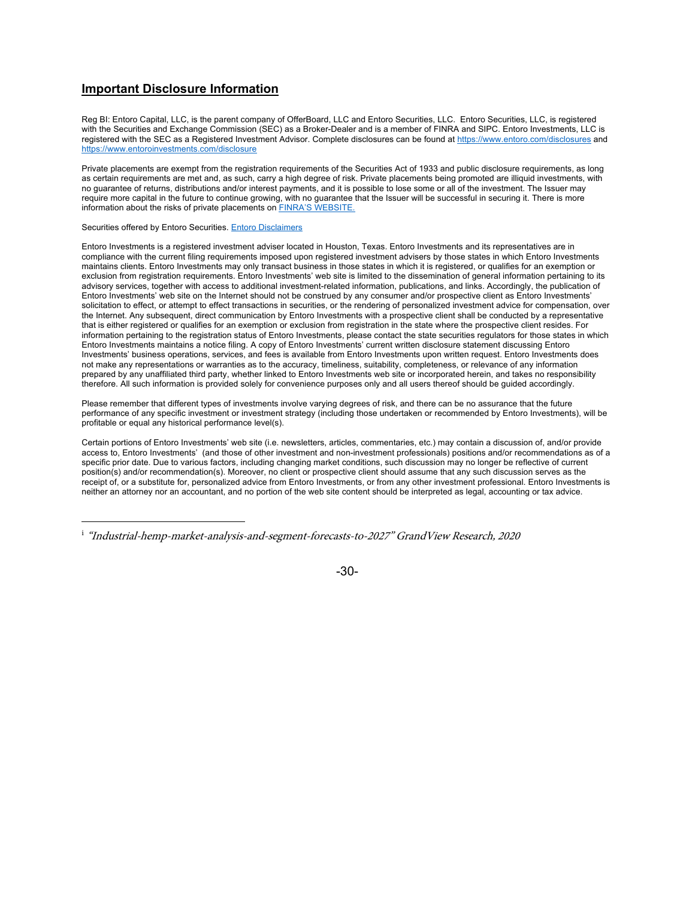## Important Disclosure Information

Reg BI: Entoro Capital, LLC, is the parent company of OfferBoard, LLC and Entoro Securities, LLC. Entoro Securities, LLC, is registered with the Securities and Exchange Commission (SEC) as a Broker-Dealer and is a member of FINRA and SIPC. Entoro Investments, LLC is registered with the SEC as a Registered Investment Advisor. Complete disclosures can be found at https://www.entoro.com/disclosures and https://www.entoroinvestments.com/disclosure

Private placements are exempt from the registration requirements of the Securities Act of 1933 and public disclosure requirements, as long as certain requirements are met and, as such, carry a high degree of risk. Private placements being promoted are illiquid investments, with no guarantee of returns, distributions and/or interest payments, and it is possible to lose some or all of the investment. The Issuer may require more capital in the future to continue growing, with no guarantee that the Issuer will be successful in securing it. There is more information about the risks of private placements on FINRA'S WEBSITE.

Securities offered by Entoro Securities. Entoro Disclaimers

Entoro Investments is a registered investment adviser located in Houston, Texas. Entoro Investments and its representatives are in compliance with the current filing requirements imposed upon registered investment advisers by those states in which Entoro Investments maintains clients. Entoro Investments may only transact business in those states in which it is registered, or qualifies for an exemption or exclusion from registration requirements. Entoro Investments' web site is limited to the dissemination of general information pertaining to its advisory services, together with access to additional investment-related information, publications, and links. Accordingly, the publication of Entoro Investments' web site on the Internet should not be construed by any consumer and/or prospective client as Entoro Investments' solicitation to effect, or attempt to effect transactions in securities, or the rendering of personalized investment advice for compensation, over the Internet. Any subsequent, direct communication by Entoro Investments with a prospective client shall be conducted by a representative that is either registered or qualifies for an exemption or exclusion from registration in the state where the prospective client resides. For information pertaining to the registration status of Entoro Investments, please contact the state securities regulators for those states in which Entoro Investments maintains a notice filing. A copy of Entoro Investments' current written disclosure statement discussing Entoro Investments' business operations, services, and fees is available from Entoro Investments upon written request. Entoro Investments does not make any representations or warranties as to the accuracy, timeliness, suitability, completeness, or relevance of any information prepared by any unaffiliated third party, whether linked to Entoro Investments web site or incorporated herein, and takes no responsibility therefore. All such information is provided solely for convenience purposes only and all users thereof should be guided accordingly.

Please remember that different types of investments involve varying degrees of risk, and there can be no assurance that the future performance of any specific investment or investment strategy (including those undertaken or recommended by Entoro Investments), will be profitable or equal any historical performance level(s).

Certain portions of Entoro Investments' web site (i.e. newsletters, articles, commentaries, etc.) may contain a discussion of, and/or provide access to, Entoro Investments' (and those of other investment and non-investment professionals) positions and/or recommendations as of a specific prior date. Due to various factors, including changing market conditions, such discussion may no longer be reflective of current position(s) and/or recommendation(s). Moreover, no client or prospective client should assume that any such discussion serves as the receipt of, or a substitute for, personalized advice from Entoro Investments, or from any other investment professional. Entoro Investments is neither an attorney nor an accountant, and no portion of the web site content should be interpreted as legal, accounting or tax advice.

---

[i] *"Industrial-hemp-market-analysis-and-segment-forecasts-to-2027" GrandView Research, 2020*